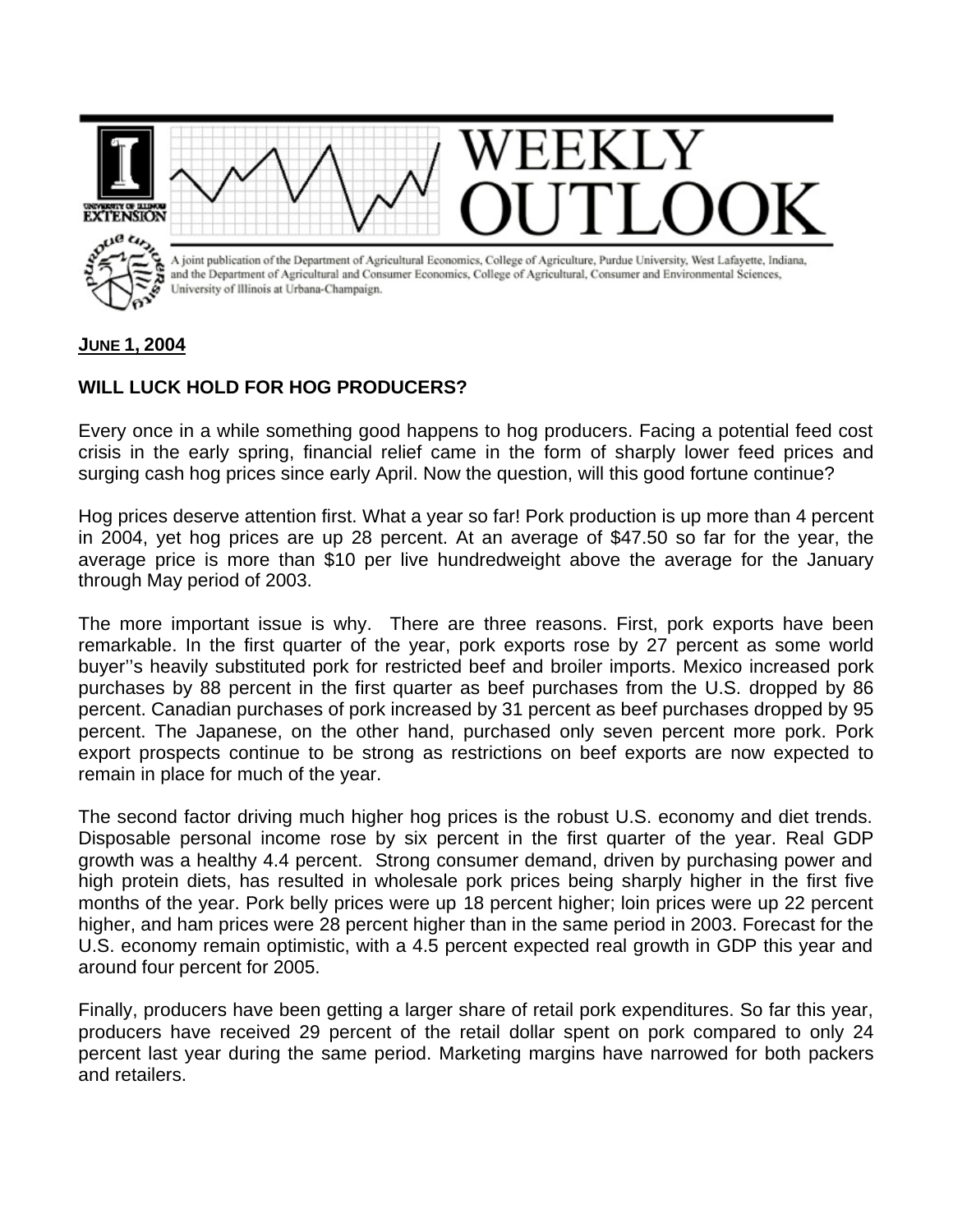# WEEKLY OUTLOOK

A joint publication of the Department of Agricultural Economics, College of Agriculture, Purdue University, West Lafayette, Indiana, and the Department of Agricultural and Consumer Economics, College of Agricultural, Consumer and Environmental Sciences, University of Illinois at Urbana-Champaign.

**JUNE 1, 2004**

## WILL LUCK HOLD FOR HOG PRODUCERS?

Every once in a while something good happens to hog producers. Facing a potential feed cost crisis in the early spring, financial relief came in the form of sharply lower feed prices and surging cash hog prices since early April. Now the question, will this good fortune continue?

Hog prices deserve attention first. What a year so far! Pork production is up more than 4 percent in 2004, yet hog prices are up 28 percent. At an average of $47.50 so far for the year, the average price is more than $10 per live hundredweight above the average for the January through May period of 2003.

The more important issue is why. There are three reasons. First, pork exports have been remarkable. In the first quarter of the year, pork exports rose by 27 percent as some world buyer''s heavily substituted pork for restricted beef and broiler imports. Mexico increased pork purchases by 88 percent in the first quarter as beef purchases from the U.S. dropped by 86 percent. Canadian purchases of pork increased by 31 percent as beef purchases dropped by 95 percent. The Japanese, on the other hand, purchased only seven percent more pork. Pork export prospects continue to be strong as restrictions on beef exports are now expected to remain in place for much of the year.

The second factor driving much higher hog prices is the robust U.S. economy and diet trends. Disposable personal income rose by six percent in the first quarter of the year. Real GDP growth was a healthy 4.4 percent. Strong consumer demand, driven by purchasing power and high protein diets, has resulted in wholesale pork prices being sharply higher in the first five months of the year. Pork belly prices were up 18 percent higher; loin prices were up 22 percent higher, and ham prices were 28 percent higher than in the same period in 2003. Forecast for the U.S. economy remain optimistic, with a 4.5 percent expected real growth in GDP this year and around four percent for 2005.

Finally, producers have been getting a larger share of retail pork expenditures. So far this year, producers have received 29 percent of the retail dollar spent on pork compared to only 24 percent last year during the same period. Marketing margins have narrowed for both packers and retailers.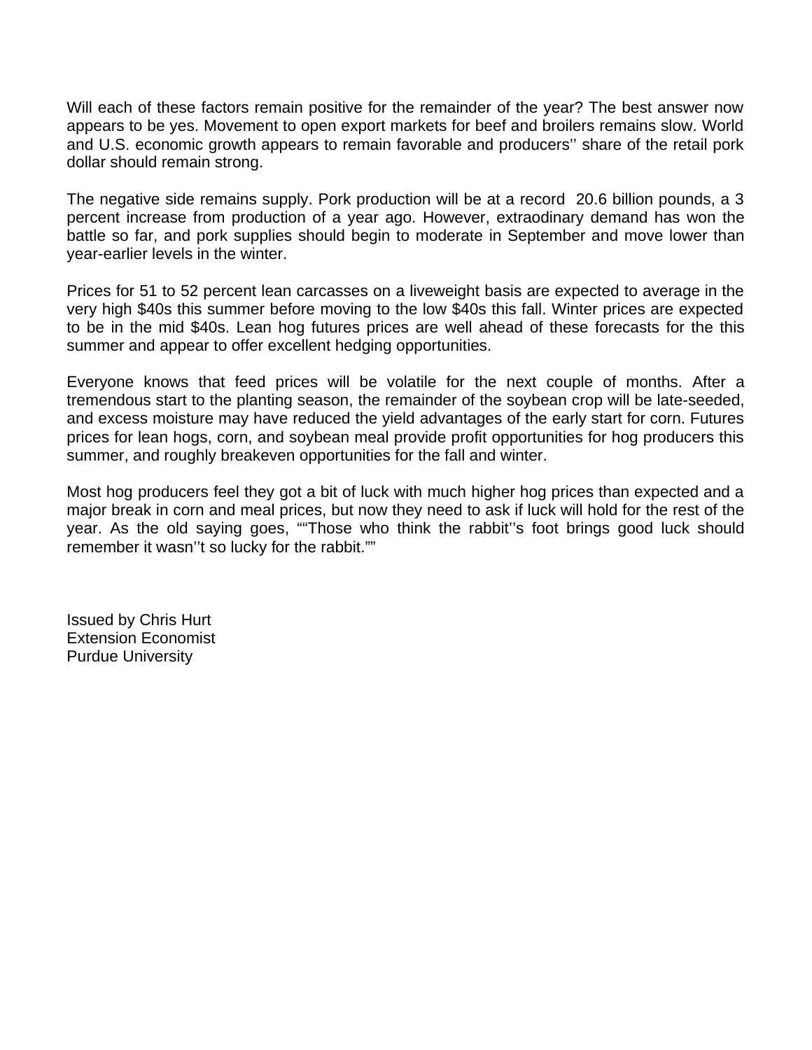Will each of these factors remain positive for the remainder of the year? The best answer now appears to be yes. Movement to open export markets for beef and broilers remains slow. World and U.S. economic growth appears to remain favorable and producers'' share of the retail pork dollar should remain strong.

The negative side remains supply. Pork production will be at a record 20.6 billion pounds, a 3 percent increase from production of a year ago. However, extraodinary demand has won the battle so far, and pork supplies should begin to moderate in September and move lower than year-earlier levels in the winter.

Prices for 51 to 52 percent lean carcasses on a liveweight basis are expected to average in the very high $40s this summer before moving to the low $40s this fall. Winter prices are expected to be in the mid $40s. Lean hog futures prices are well ahead of these forecasts for the this summer and appear to offer excellent hedging opportunities.

Everyone knows that feed prices will be volatile for the next couple of months. After a tremendous start to the planting season, the remainder of the soybean crop will be late-seeded, and excess moisture may have reduced the yield advantages of the early start for corn. Futures prices for lean hogs, corn, and soybean meal provide profit opportunities for hog producers this summer, and roughly breakeven opportunities for the fall and winter.

Most hog producers feel they got a bit of luck with much higher hog prices than expected and a major break in corn and meal prices, but now they need to ask if luck will hold for the rest of the year. As the old saying goes, ""Those who think the rabbit''s foot brings good luck should remember it wasn''t so lucky for the rabbit.""

Issued by Chris Hurt
Extension Economist
Purdue University